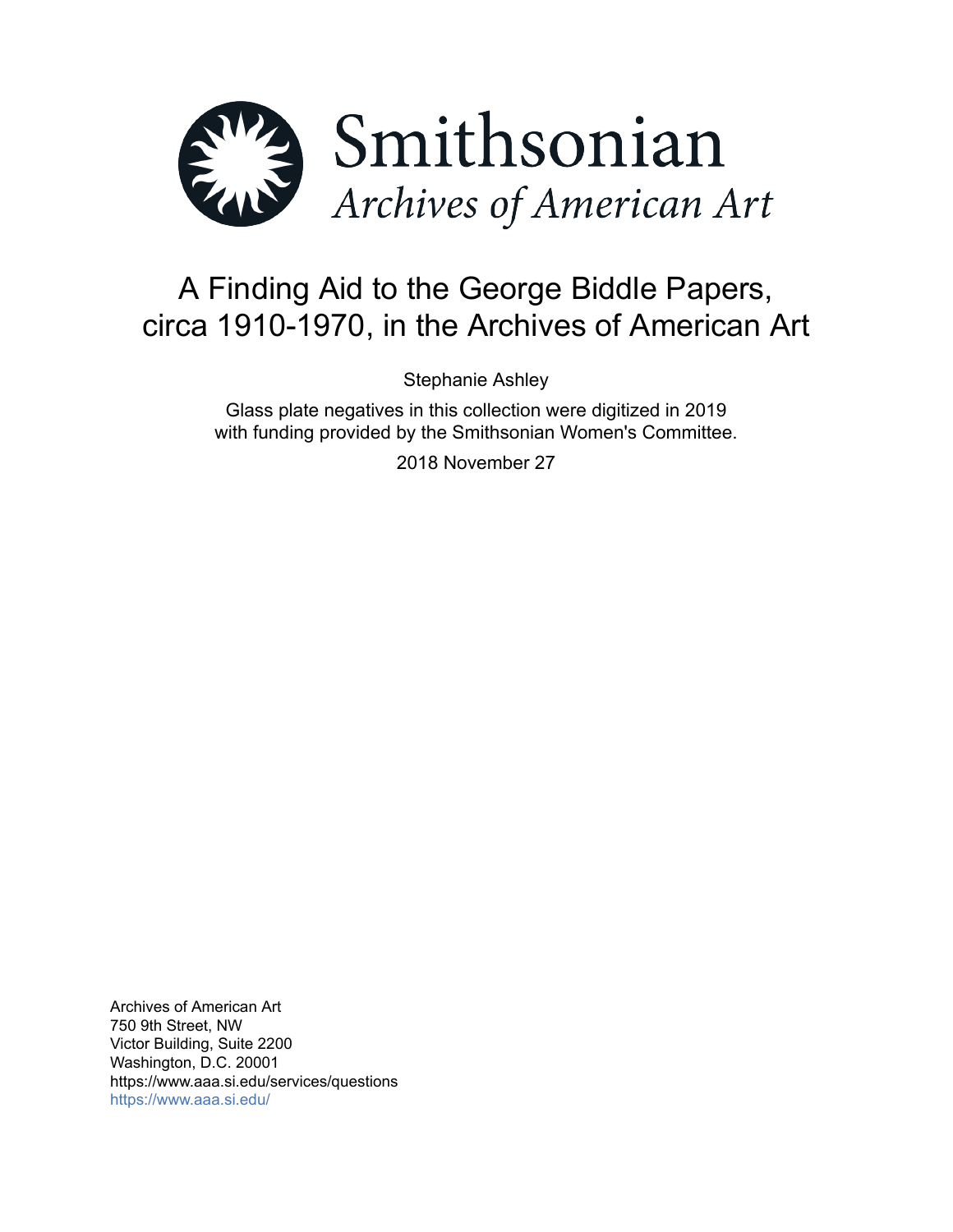Smithsonian

*Archives of American Art*

# A Finding Aid to the George Biddle Papers, circa 1910-1970, in the Archives of American Art

Stephanie Ashley

Glass plate negatives in this collection were digitized in 2019 with funding provided by the Smithsonian Women's Committee.

2018 November 27

Archives of American Art
750 9th Street, NW
Victor Building, Suite 2200
Washington, D.C. 20001
https://www.aaa.si.edu/services/questions
https://www.aaa.si.edu/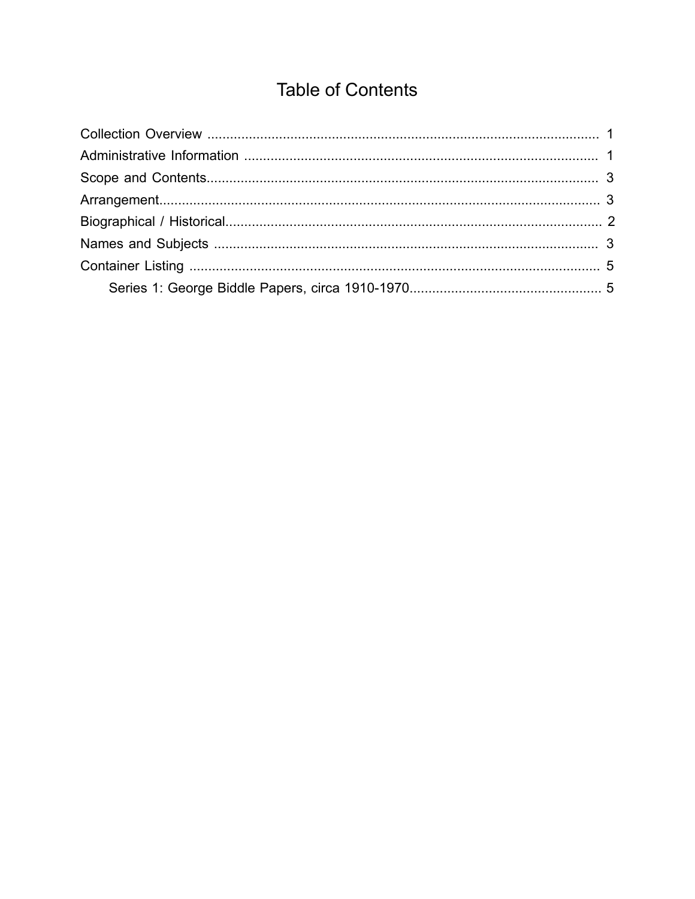# Table of Contents

- Collection Overview ........ 1
- Administrative Information ........ 1
- Scope and Contents ........ 3
- Arrangement ........ 3
- Biographical / Historical ........ 2
- Names and Subjects ........ 3
- Container Listing ........ 5
  - Series 1: George Biddle Papers, circa 1910-1970 ........ 5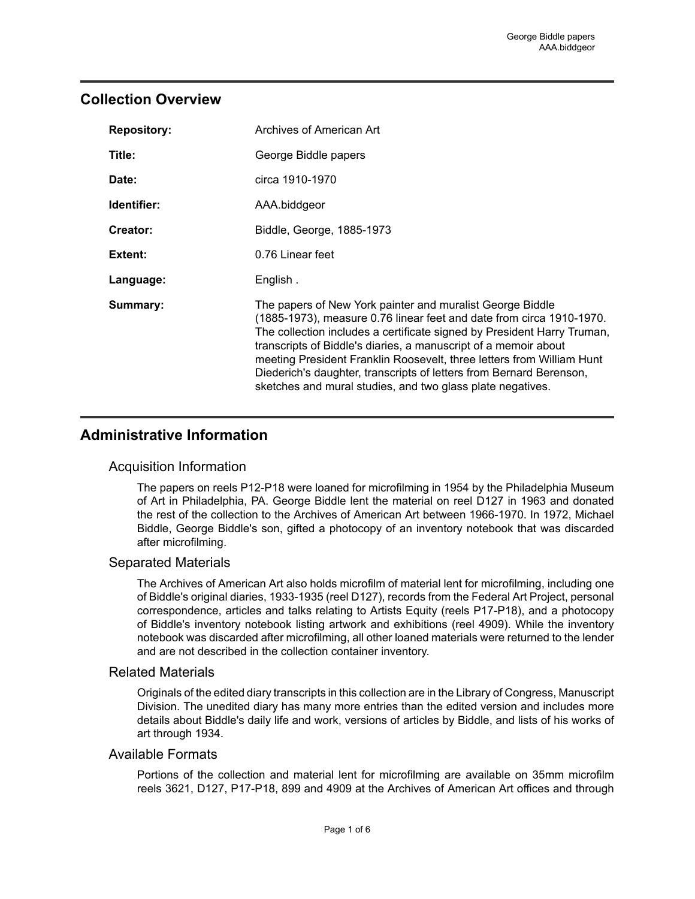## Collection Overview

| | |
|---|---|
| **Repository:** | Archives of American Art |
| **Title:** | George Biddle papers |
| **Date:** | circa 1910-1970 |
| **Identifier:** | AAA.biddgeor |
| **Creator:** | Biddle, George, 1885-1973 |
| **Extent:** | 0.76 Linear feet |
| **Language:** | English . |
| **Summary:** | The papers of New York painter and muralist George Biddle (1885-1973), measure 0.76 linear feet and date from circa 1910-1970. The collection includes a certificate signed by President Harry Truman, transcripts of Biddle's diaries, a manuscript of a memoir about meeting President Franklin Roosevelt, three letters from William Hunt Diederich's daughter, transcripts of letters from Bernard Berenson, sketches and mural studies, and two glass plate negatives. |

## Administrative Information

### Acquisition Information

The papers on reels P12-P18 were loaned for microfilming in 1954 by the Philadelphia Museum of Art in Philadelphia, PA. George Biddle lent the material on reel D127 in 1963 and donated the rest of the collection to the Archives of American Art between 1966-1970. In 1972, Michael Biddle, George Biddle's son, gifted a photocopy of an inventory notebook that was discarded after microfilming.

### Separated Materials

The Archives of American Art also holds microfilm of material lent for microfilming, including one of Biddle's original diaries, 1933-1935 (reel D127), records from the Federal Art Project, personal correspondence, articles and talks relating to Artists Equity (reels P17-P18), and a photocopy of Biddle's inventory notebook listing artwork and exhibitions (reel 4909). While the inventory notebook was discarded after microfilming, all other loaned materials were returned to the lender and are not described in the collection container inventory.

### Related Materials

Originals of the edited diary transcripts in this collection are in the Library of Congress, Manuscript Division. The unedited diary has many more entries than the edited version and includes more details about Biddle's daily life and work, versions of articles by Biddle, and lists of his works of art through 1934.

### Available Formats

Portions of the collection and material lent for microfilming are available on 35mm microfilm reels 3621, D127, P17-P18, 899 and 4909 at the Archives of American Art offices and through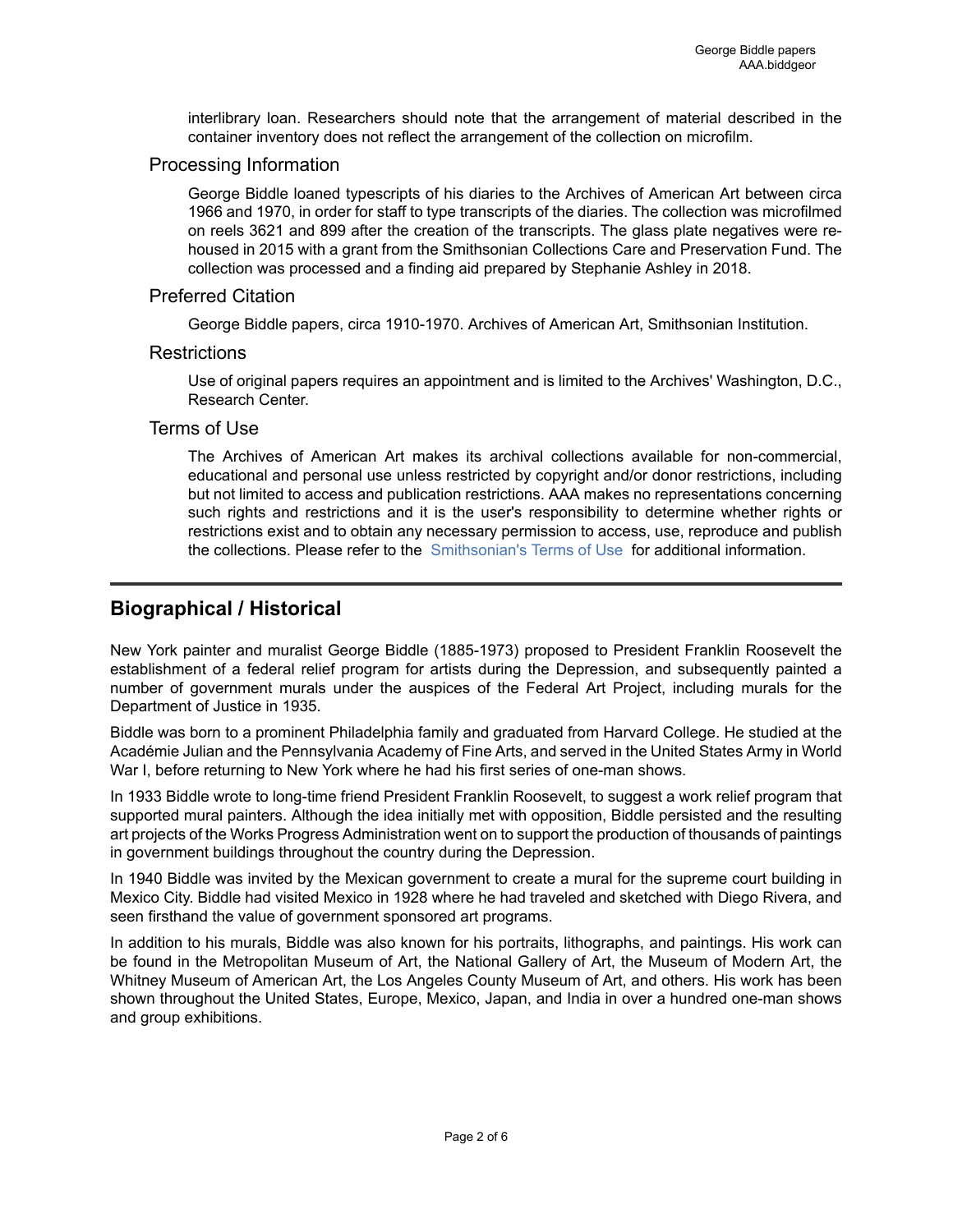interlibrary loan. Researchers should note that the arrangement of material described in the container inventory does not reflect the arrangement of the collection on microfilm.

### Processing Information

George Biddle loaned typescripts of his diaries to the Archives of American Art between circa 1966 and 1970, in order for staff to type transcripts of the diaries. The collection was microfilmed on reels 3621 and 899 after the creation of the transcripts. The glass plate negatives were re-housed in 2015 with a grant from the Smithsonian Collections Care and Preservation Fund. The collection was processed and a finding aid prepared by Stephanie Ashley in 2018.

### Preferred Citation

George Biddle papers, circa 1910-1970. Archives of American Art, Smithsonian Institution.

### Restrictions

Use of original papers requires an appointment and is limited to the Archives' Washington, D.C., Research Center.

### Terms of Use

The Archives of American Art makes its archival collections available for non-commercial, educational and personal use unless restricted by copyright and/or donor restrictions, including but not limited to access and publication restrictions. AAA makes no representations concerning such rights and restrictions and it is the user's responsibility to determine whether rights or restrictions exist and to obtain any necessary permission to access, use, reproduce and publish the collections. Please refer to the Smithsonian's Terms of Use for additional information.

---

## Biographical / Historical

New York painter and muralist George Biddle (1885-1973) proposed to President Franklin Roosevelt the establishment of a federal relief program for artists during the Depression, and subsequently painted a number of government murals under the auspices of the Federal Art Project, including murals for the Department of Justice in 1935.

Biddle was born to a prominent Philadelphia family and graduated from Harvard College. He studied at the Académie Julian and the Pennsylvania Academy of Fine Arts, and served in the United States Army in World War I, before returning to New York where he had his first series of one-man shows.

In 1933 Biddle wrote to long-time friend President Franklin Roosevelt, to suggest a work relief program that supported mural painters. Although the idea initially met with opposition, Biddle persisted and the resulting art projects of the Works Progress Administration went on to support the production of thousands of paintings in government buildings throughout the country during the Depression.

In 1940 Biddle was invited by the Mexican government to create a mural for the supreme court building in Mexico City. Biddle had visited Mexico in 1928 where he had traveled and sketched with Diego Rivera, and seen firsthand the value of government sponsored art programs.

In addition to his murals, Biddle was also known for his portraits, lithographs, and paintings. His work can be found in the Metropolitan Museum of Art, the National Gallery of Art, the Museum of Modern Art, the Whitney Museum of American Art, the Los Angeles County Museum of Art, and others. His work has been shown throughout the United States, Europe, Mexico, Japan, and India in over a hundred one-man shows and group exhibitions.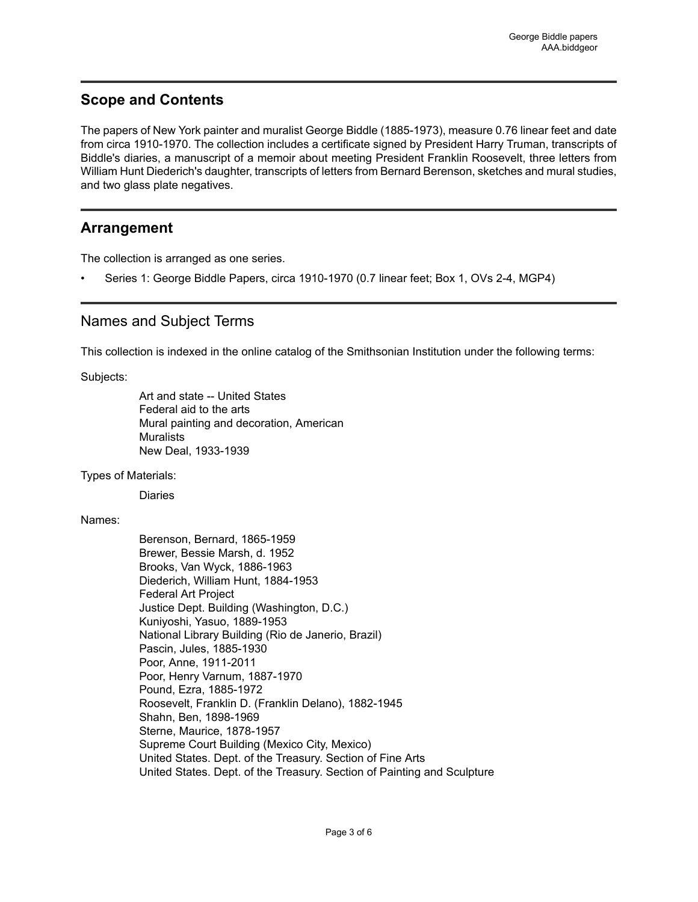## Scope and Contents

The papers of New York painter and muralist George Biddle (1885-1973), measure 0.76 linear feet and date from circa 1910-1970. The collection includes a certificate signed by President Harry Truman, transcripts of Biddle's diaries, a manuscript of a memoir about meeting President Franklin Roosevelt, three letters from William Hunt Diederich's daughter, transcripts of letters from Bernard Berenson, sketches and mural studies, and two glass plate negatives.

## Arrangement

The collection is arranged as one series.

- Series 1: George Biddle Papers, circa 1910-1970 (0.7 linear feet; Box 1, OVs 2-4, MGP4)

## Names and Subject Terms

This collection is indexed in the online catalog of the Smithsonian Institution under the following terms:

Subjects:

Art and state -- United States
Federal aid to the arts
Mural painting and decoration, American
Muralists
New Deal, 1933-1939

Types of Materials:

Diaries

Names:

Berenson, Bernard, 1865-1959
Brewer, Bessie Marsh, d. 1952
Brooks, Van Wyck, 1886-1963
Diederich, William Hunt, 1884-1953
Federal Art Project
Justice Dept. Building (Washington, D.C.)
Kuniyoshi, Yasuo, 1889-1953
National Library Building (Rio de Janerio, Brazil)
Pascin, Jules, 1885-1930
Poor, Anne, 1911-2011
Poor, Henry Varnum, 1887-1970
Pound, Ezra, 1885-1972
Roosevelt, Franklin D. (Franklin Delano), 1882-1945
Shahn, Ben, 1898-1969
Sterne, Maurice, 1878-1957
Supreme Court Building (Mexico City, Mexico)
United States. Dept. of the Treasury. Section of Fine Arts
United States. Dept. of the Treasury. Section of Painting and Sculpture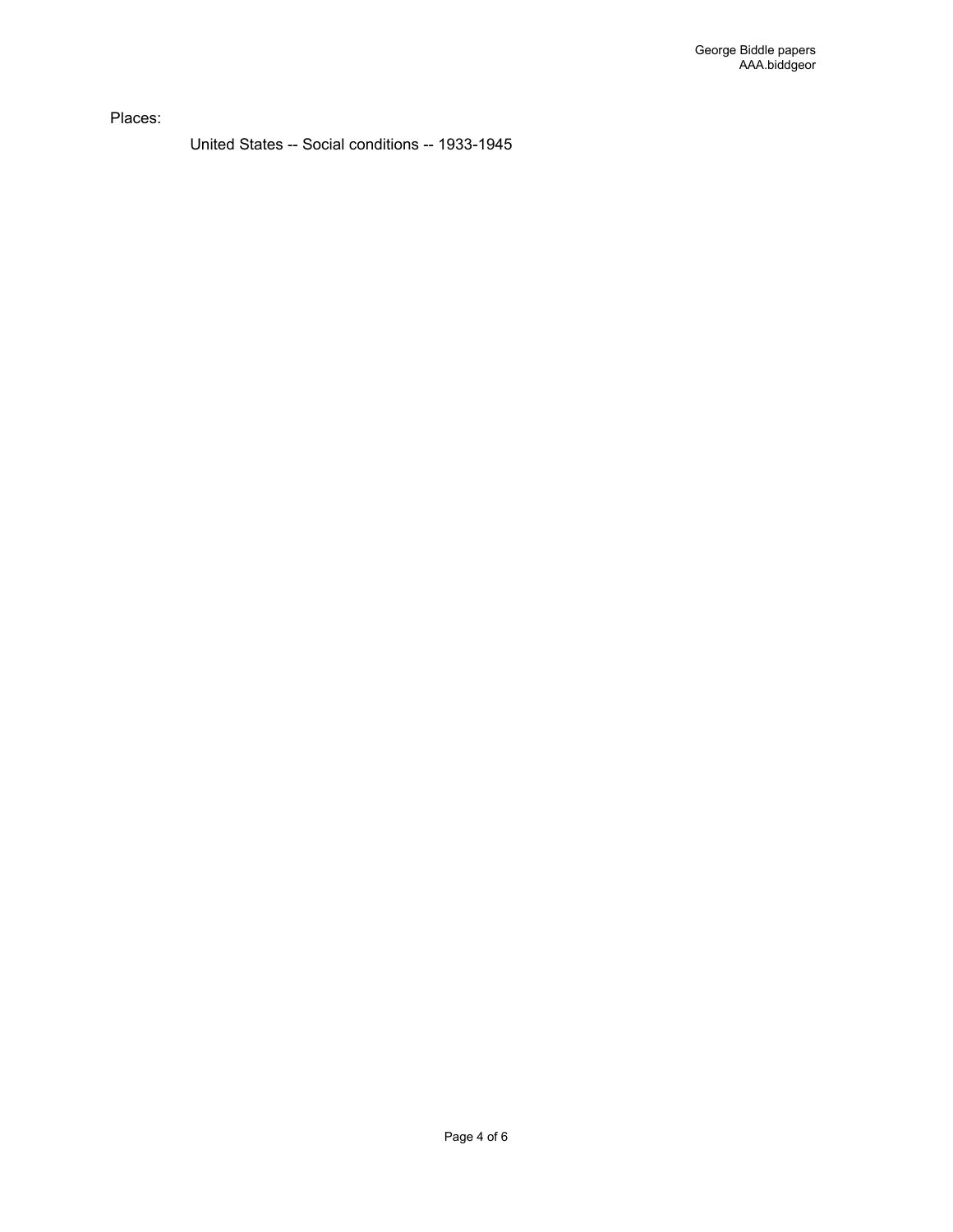Places:

United States -- Social conditions -- 1933-1945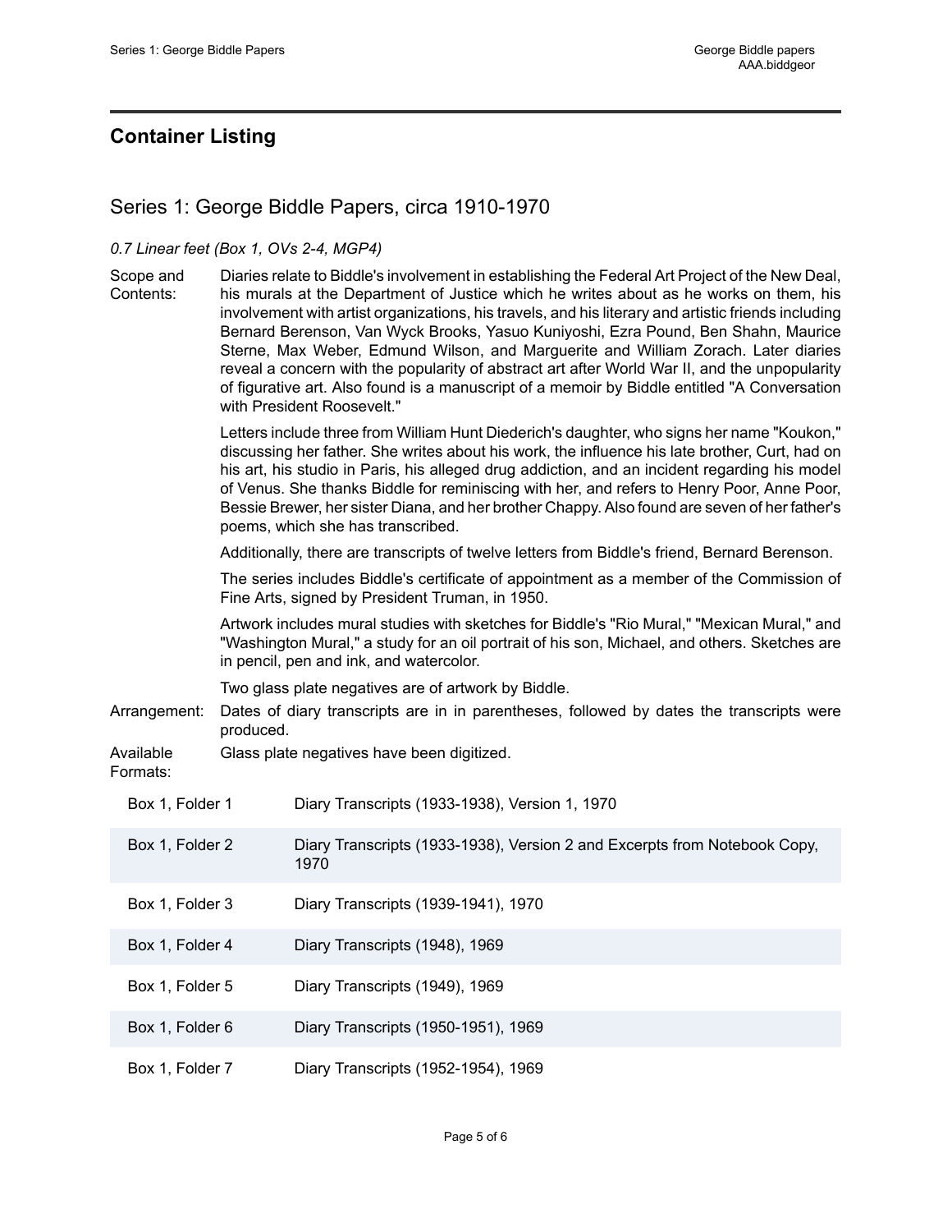## Container Listing

### Series 1: George Biddle Papers, circa 1910-1970

*0.7 Linear feet (Box 1, OVs 2-4, MGP4)*

Scope and Contents: Diaries relate to Biddle's involvement in establishing the Federal Art Project of the New Deal, his murals at the Department of Justice which he writes about as he works on them, his involvement with artist organizations, his travels, and his literary and artistic friends including Bernard Berenson, Van Wyck Brooks, Yasuo Kuniyoshi, Ezra Pound, Ben Shahn, Maurice Sterne, Max Weber, Edmund Wilson, and Marguerite and William Zorach. Later diaries reveal a concern with the popularity of abstract art after World War II, and the unpopularity of figurative art. Also found is a manuscript of a memoir by Biddle entitled "A Conversation with President Roosevelt."

Letters include three from William Hunt Diederich's daughter, who signs her name "Koukon," discussing her father. She writes about his work, the influence his late brother, Curt, had on his art, his studio in Paris, his alleged drug addiction, and an incident regarding his model of Venus. She thanks Biddle for reminiscing with her, and refers to Henry Poor, Anne Poor, Bessie Brewer, her sister Diana, and her brother Chappy. Also found are seven of her father's poems, which she has transcribed.

Additionally, there are transcripts of twelve letters from Biddle's friend, Bernard Berenson.

The series includes Biddle's certificate of appointment as a member of the Commission of Fine Arts, signed by President Truman, in 1950.

Artwork includes mural studies with sketches for Biddle's "Rio Mural," "Mexican Mural," and "Washington Mural," a study for an oil portrait of his son, Michael, and others. Sketches are in pencil, pen and ink, and watercolor.

Two glass plate negatives are of artwork by Biddle.

Arrangement: Dates of diary transcripts are in in parentheses, followed by dates the transcripts were produced.

Available Formats: Glass plate negatives have been digitized.

| Location | Title |
|---|---|
| Box 1, Folder 1 | Diary Transcripts (1933-1938), Version 1, 1970 |
| Box 1, Folder 2 | Diary Transcripts (1933-1938), Version 2 and Excerpts from Notebook Copy, 1970 |
| Box 1, Folder 3 | Diary Transcripts (1939-1941), 1970 |
| Box 1, Folder 4 | Diary Transcripts (1948), 1969 |
| Box 1, Folder 5 | Diary Transcripts (1949), 1969 |
| Box 1, Folder 6 | Diary Transcripts (1950-1951), 1969 |
| Box 1, Folder 7 | Diary Transcripts (1952-1954), 1969 |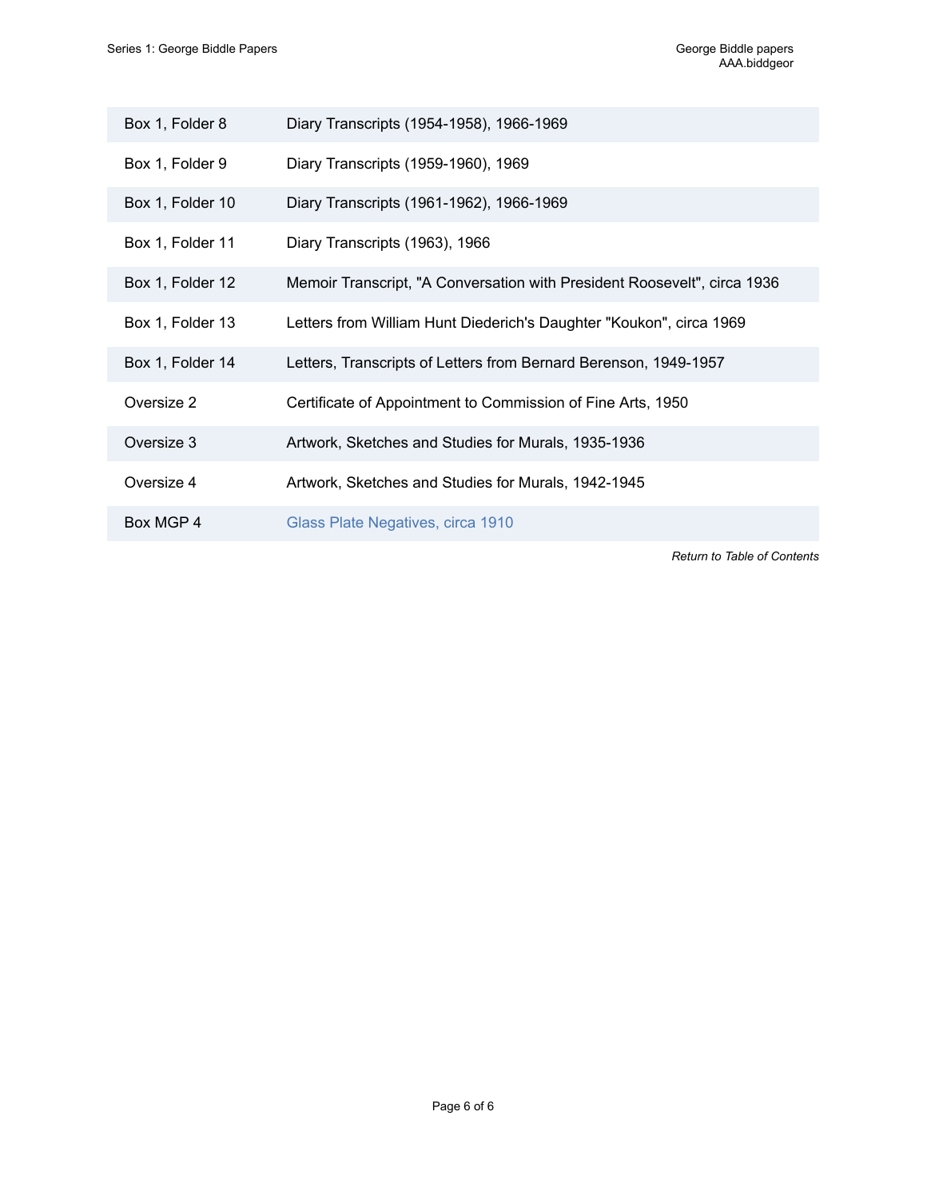| | |
|---|---|
| Box 1, Folder 8 | Diary Transcripts (1954-1958), 1966-1969 |
| Box 1, Folder 9 | Diary Transcripts (1959-1960), 1969 |
| Box 1, Folder 10 | Diary Transcripts (1961-1962), 1966-1969 |
| Box 1, Folder 11 | Diary Transcripts (1963), 1966 |
| Box 1, Folder 12 | Memoir Transcript, "A Conversation with President Roosevelt", circa 1936 |
| Box 1, Folder 13 | Letters from William Hunt Diederich's Daughter "Koukon", circa 1969 |
| Box 1, Folder 14 | Letters, Transcripts of Letters from Bernard Berenson, 1949-1957 |
| Oversize 2 | Certificate of Appointment to Commission of Fine Arts, 1950 |
| Oversize 3 | Artwork, Sketches and Studies for Murals, 1935-1936 |
| Oversize 4 | Artwork, Sketches and Studies for Murals, 1942-1945 |
| Box MGP 4 | Glass Plate Negatives, circa 1910 |

*Return to Table of Contents*